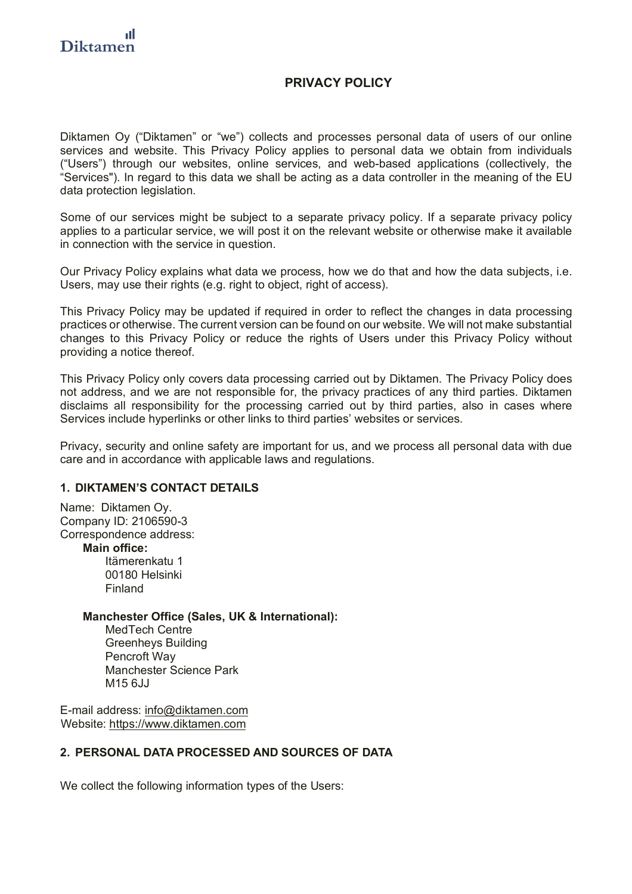Diktamen

# PRIVACY POLICY

Diktamen Oy ("Diktamen" or "we") collects and processes personal data of users of our online services and website. This Privacy Policy applies to personal data we obtain from individuals ("Users") through our websites, online services, and web-based applications (collectively, the "Services"). In regard to this data we shall be acting as a data controller in the meaning of the EU data protection legislation.

Some of our services might be subject to a separate privacy policy. If a separate privacy policy applies to a particular service, we will post it on the relevant website or otherwise make it available in connection with the service in question.

Our Privacy Policy explains what data we process, how we do that and how the data subjects, i.e. Users, may use their rights (e.g. right to object, right of access).

This Privacy Policy may be updated if required in order to reflect the changes in data processing practices or otherwise. The current version can be found on our website. We will not make substantial changes to this Privacy Policy or reduce the rights of Users under this Privacy Policy without providing a notice thereof.

This Privacy Policy only covers data processing carried out by Diktamen. The Privacy Policy does not address, and we are not responsible for, the privacy practices of any third parties. Diktamen disclaims all responsibility for the processing carried out by third parties, also in cases where Services include hyperlinks or other links to third parties' websites or services.

Privacy, security and online safety are important for us, and we process all personal data with due care and in accordance with applicable laws and regulations.

## 1. DIKTAMEN'S CONTACT DETAILS

Name: Diktamen Oy.
Company ID: 2106590-3
Correspondence address:

**Main office:**
Itämerenkatu 1
00180 Helsinki
Finland

**Manchester Office (Sales, UK & International):**
MedTech Centre
Greenheys Building
Pencroft Way
Manchester Science Park
M15 6JJ

E-mail address: info@diktamen.com
Website: https://www.diktamen.com

## 2. PERSONAL DATA PROCESSED AND SOURCES OF DATA

We collect the following information types of the Users: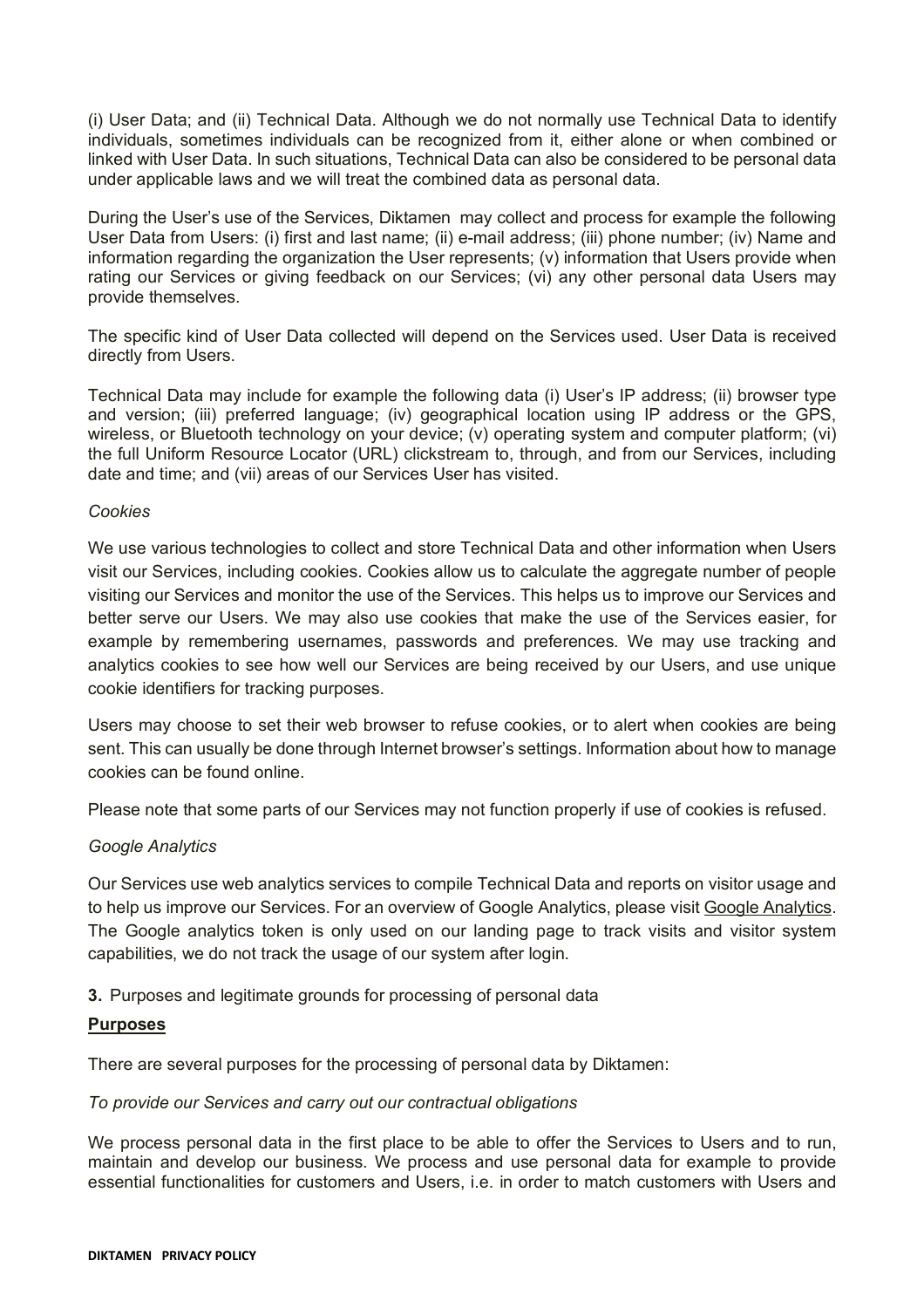(i) User Data; and (ii) Technical Data. Although we do not normally use Technical Data to identify individuals, sometimes individuals can be recognized from it, either alone or when combined or linked with User Data. In such situations, Technical Data can also be considered to be personal data under applicable laws and we will treat the combined data as personal data.

During the User's use of the Services, Diktamen may collect and process for example the following User Data from Users: (i) first and last name; (ii) e-mail address; (iii) phone number; (iv) Name and information regarding the organization the User represents; (v) information that Users provide when rating our Services or giving feedback on our Services; (vi) any other personal data Users may provide themselves.

The specific kind of User Data collected will depend on the Services used. User Data is received directly from Users.

Technical Data may include for example the following data (i) User's IP address; (ii) browser type and version; (iii) preferred language; (iv) geographical location using IP address or the GPS, wireless, or Bluetooth technology on your device; (v) operating system and computer platform; (vi) the full Uniform Resource Locator (URL) clickstream to, through, and from our Services, including date and time; and (vii) areas of our Services User has visited.

*Cookies*

We use various technologies to collect and store Technical Data and other information when Users visit our Services, including cookies. Cookies allow us to calculate the aggregate number of people visiting our Services and monitor the use of the Services. This helps us to improve our Services and better serve our Users. We may also use cookies that make the use of the Services easier, for example by remembering usernames, passwords and preferences. We may use tracking and analytics cookies to see how well our Services are being received by our Users, and use unique cookie identifiers for tracking purposes.

Users may choose to set their web browser to refuse cookies, or to alert when cookies are being sent. This can usually be done through Internet browser's settings. Information about how to manage cookies can be found online.

Please note that some parts of our Services may not function properly if use of cookies is refused.

*Google Analytics*

Our Services use web analytics services to compile Technical Data and reports on visitor usage and to help us improve our Services. For an overview of Google Analytics, please visit Google Analytics. The Google analytics token is only used on our landing page to track visits and visitor system capabilities, we do not track the usage of our system after login.

**3.** Purposes and legitimate grounds for processing of personal data

**Purposes**

There are several purposes for the processing of personal data by Diktamen:

*To provide our Services and carry out our contractual obligations*

We process personal data in the first place to be able to offer the Services to Users and to run, maintain and develop our business. We process and use personal data for example to provide essential functionalities for customers and Users, i.e. in order to match customers with Users and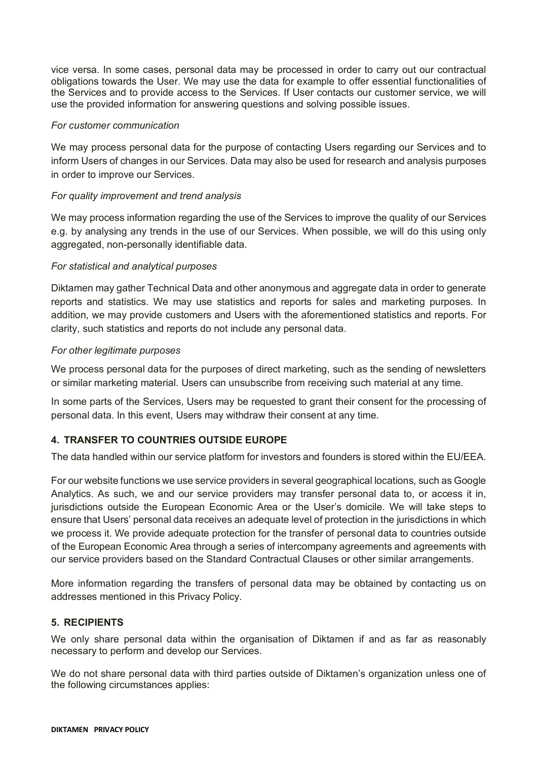vice versa. In some cases, personal data may be processed in order to carry out our contractual obligations towards the User. We may use the data for example to offer essential functionalities of the Services and to provide access to the Services. If User contacts our customer service, we will use the provided information for answering questions and solving possible issues.

*For customer communication*

We may process personal data for the purpose of contacting Users regarding our Services and to inform Users of changes in our Services. Data may also be used for research and analysis purposes in order to improve our Services.

*For quality improvement and trend analysis*

We may process information regarding the use of the Services to improve the quality of our Services e.g. by analysing any trends in the use of our Services. When possible, we will do this using only aggregated, non-personally identifiable data.

*For statistical and analytical purposes*

Diktamen may gather Technical Data and other anonymous and aggregate data in order to generate reports and statistics. We may use statistics and reports for sales and marketing purposes. In addition, we may provide customers and Users with the aforementioned statistics and reports. For clarity, such statistics and reports do not include any personal data.

*For other legitimate purposes*

We process personal data for the purposes of direct marketing, such as the sending of newsletters or similar marketing material. Users can unsubscribe from receiving such material at any time.

In some parts of the Services, Users may be requested to grant their consent for the processing of personal data. In this event, Users may withdraw their consent at any time.

### 4. TRANSFER TO COUNTRIES OUTSIDE EUROPE

The data handled within our service platform for investors and founders is stored within the EU/EEA.

For our website functions we use service providers in several geographical locations, such as Google Analytics. As such, we and our service providers may transfer personal data to, or access it in, jurisdictions outside the European Economic Area or the User's domicile. We will take steps to ensure that Users' personal data receives an adequate level of protection in the jurisdictions in which we process it. We provide adequate protection for the transfer of personal data to countries outside of the European Economic Area through a series of intercompany agreements and agreements with our service providers based on the Standard Contractual Clauses or other similar arrangements.

More information regarding the transfers of personal data may be obtained by contacting us on addresses mentioned in this Privacy Policy.

### 5. RECIPIENTS

We only share personal data within the organisation of Diktamen if and as far as reasonably necessary to perform and develop our Services.

We do not share personal data with third parties outside of Diktamen's organization unless one of the following circumstances applies: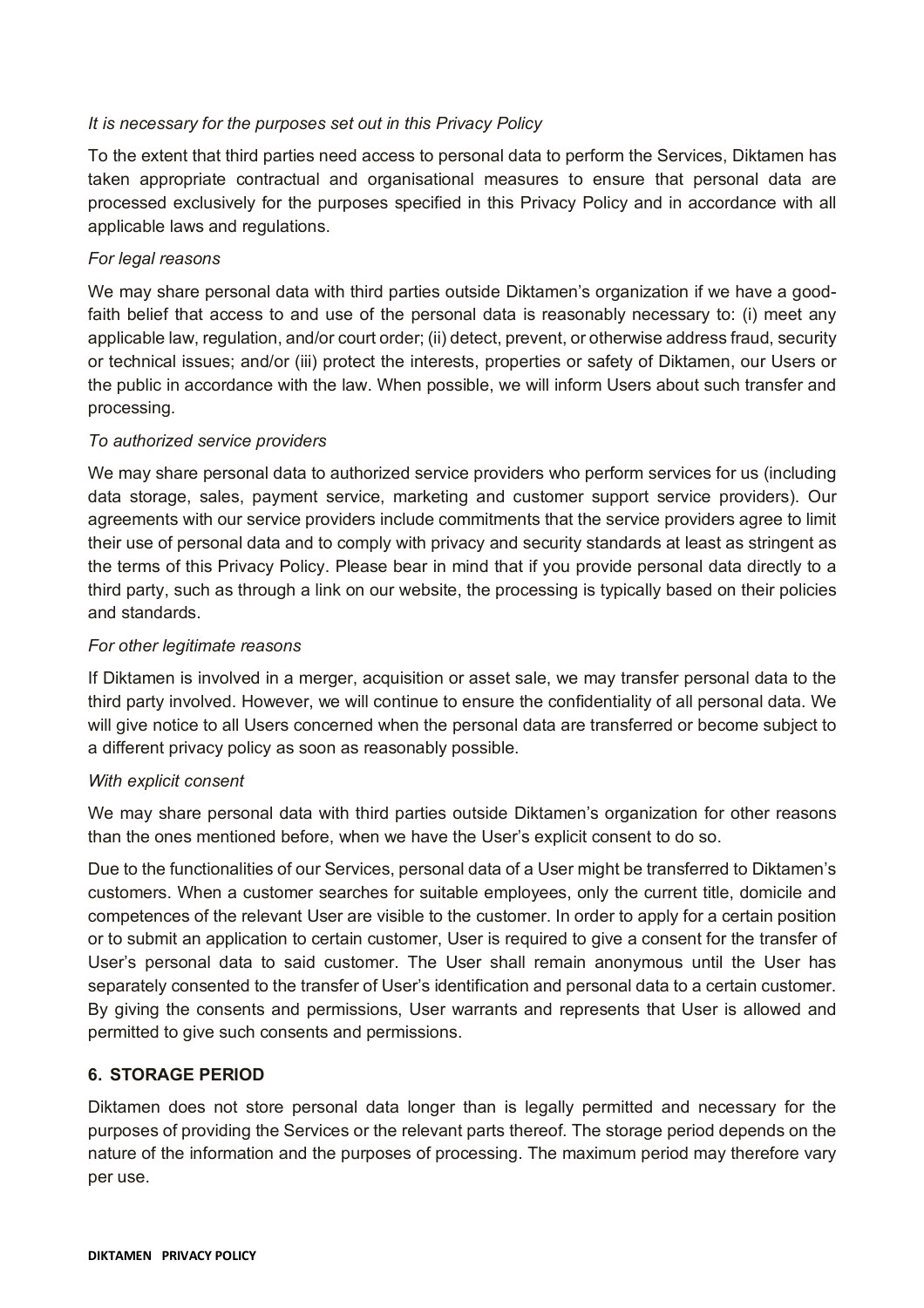*It is necessary for the purposes set out in this Privacy Policy*

To the extent that third parties need access to personal data to perform the Services, Diktamen has taken appropriate contractual and organisational measures to ensure that personal data are processed exclusively for the purposes specified in this Privacy Policy and in accordance with all applicable laws and regulations.

*For legal reasons*

We may share personal data with third parties outside Diktamen's organization if we have a good-faith belief that access to and use of the personal data is reasonably necessary to: (i) meet any applicable law, regulation, and/or court order; (ii) detect, prevent, or otherwise address fraud, security or technical issues; and/or (iii) protect the interests, properties or safety of Diktamen, our Users or the public in accordance with the law. When possible, we will inform Users about such transfer and processing.

*To authorized service providers*

We may share personal data to authorized service providers who perform services for us (including data storage, sales, payment service, marketing and customer support service providers). Our agreements with our service providers include commitments that the service providers agree to limit their use of personal data and to comply with privacy and security standards at least as stringent as the terms of this Privacy Policy. Please bear in mind that if you provide personal data directly to a third party, such as through a link on our website, the processing is typically based on their policies and standards.

*For other legitimate reasons*

If Diktamen is involved in a merger, acquisition or asset sale, we may transfer personal data to the third party involved. However, we will continue to ensure the confidentiality of all personal data. We will give notice to all Users concerned when the personal data are transferred or become subject to a different privacy policy as soon as reasonably possible.

*With explicit consent*

We may share personal data with third parties outside Diktamen's organization for other reasons than the ones mentioned before, when we have the User's explicit consent to do so.

Due to the functionalities of our Services, personal data of a User might be transferred to Diktamen's customers. When a customer searches for suitable employees, only the current title, domicile and competences of the relevant User are visible to the customer. In order to apply for a certain position or to submit an application to certain customer, User is required to give a consent for the transfer of User's personal data to said customer. The User shall remain anonymous until the User has separately consented to the transfer of User's identification and personal data to a certain customer. By giving the consents and permissions, User warrants and represents that User is allowed and permitted to give such consents and permissions.

## 6. STORAGE PERIOD

Diktamen does not store personal data longer than is legally permitted and necessary for the purposes of providing the Services or the relevant parts thereof. The storage period depends on the nature of the information and the purposes of processing. The maximum period may therefore vary per use.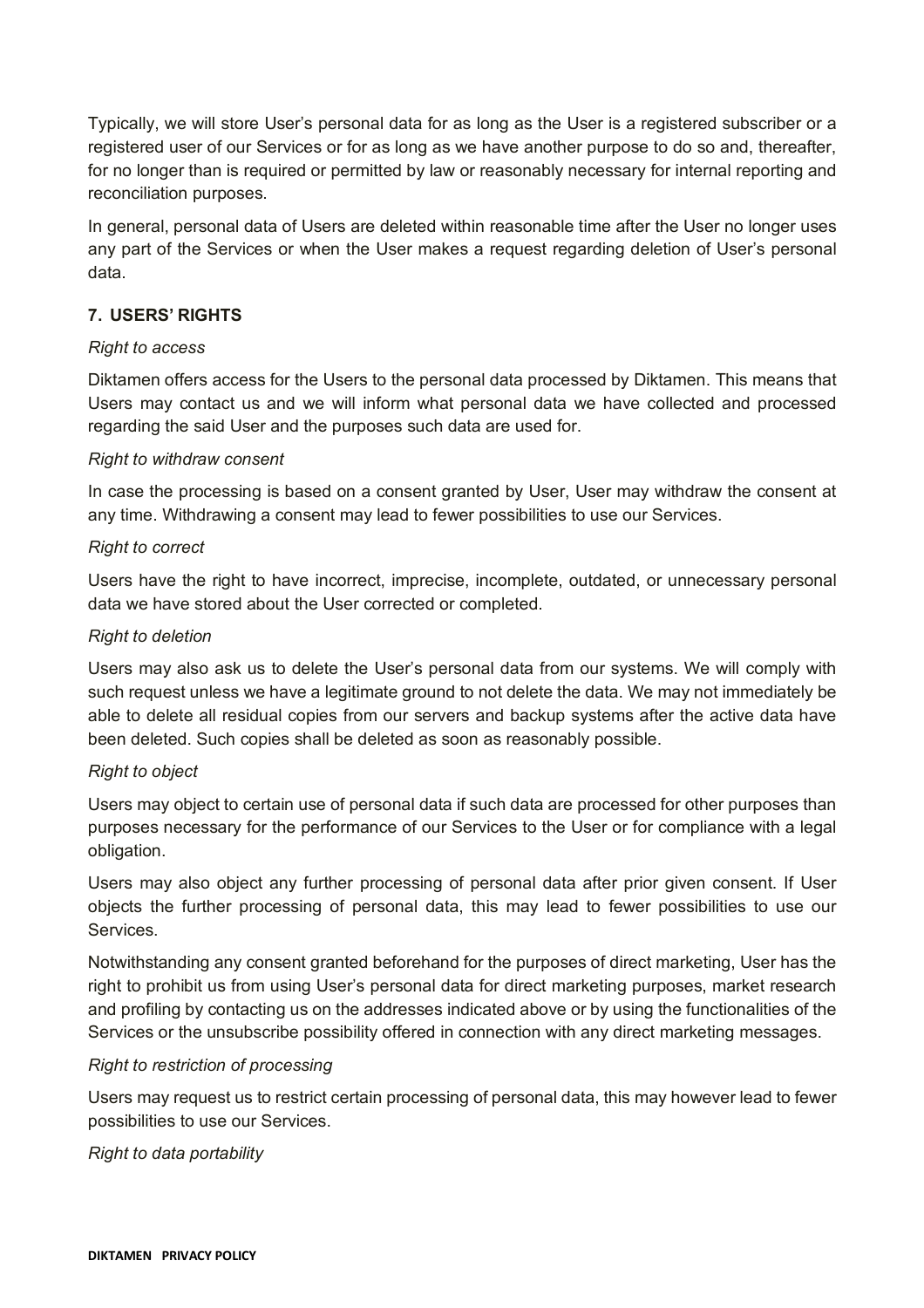Typically, we will store User's personal data for as long as the User is a registered subscriber or a registered user of our Services or for as long as we have another purpose to do so and, thereafter, for no longer than is required or permitted by law or reasonably necessary for internal reporting and reconciliation purposes.

In general, personal data of Users are deleted within reasonable time after the User no longer uses any part of the Services or when the User makes a request regarding deletion of User's personal data.

## 7. USERS' RIGHTS

*Right to access*

Diktamen offers access for the Users to the personal data processed by Diktamen. This means that Users may contact us and we will inform what personal data we have collected and processed regarding the said User and the purposes such data are used for.

*Right to withdraw consent*

In case the processing is based on a consent granted by User, User may withdraw the consent at any time. Withdrawing a consent may lead to fewer possibilities to use our Services.

*Right to correct*

Users have the right to have incorrect, imprecise, incomplete, outdated, or unnecessary personal data we have stored about the User corrected or completed.

*Right to deletion*

Users may also ask us to delete the User's personal data from our systems. We will comply with such request unless we have a legitimate ground to not delete the data. We may not immediately be able to delete all residual copies from our servers and backup systems after the active data have been deleted. Such copies shall be deleted as soon as reasonably possible.

*Right to object*

Users may object to certain use of personal data if such data are processed for other purposes than purposes necessary for the performance of our Services to the User or for compliance with a legal obligation.

Users may also object any further processing of personal data after prior given consent. If User objects the further processing of personal data, this may lead to fewer possibilities to use our Services.

Notwithstanding any consent granted beforehand for the purposes of direct marketing, User has the right to prohibit us from using User's personal data for direct marketing purposes, market research and profiling by contacting us on the addresses indicated above or by using the functionalities of the Services or the unsubscribe possibility offered in connection with any direct marketing messages.

*Right to restriction of processing*

Users may request us to restrict certain processing of personal data, this may however lead to fewer possibilities to use our Services.

*Right to data portability*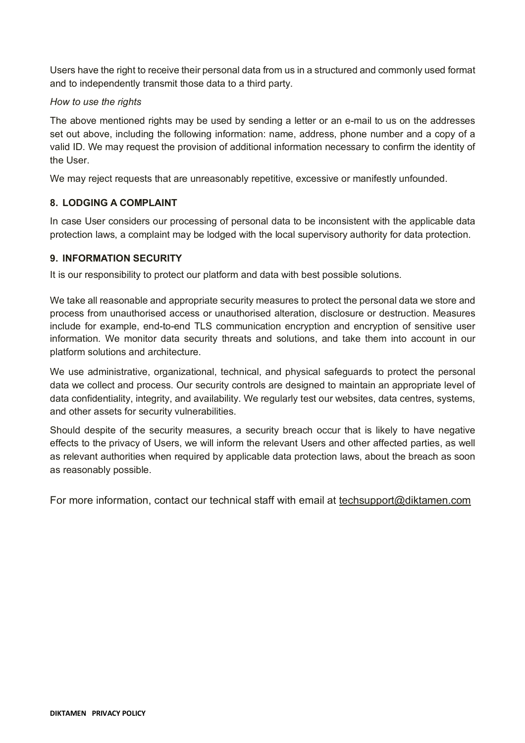Users have the right to receive their personal data from us in a structured and commonly used format and to independently transmit those data to a third party.

*How to use the rights*

The above mentioned rights may be used by sending a letter or an e-mail to us on the addresses set out above, including the following information: name, address, phone number and a copy of a valid ID. We may request the provision of additional information necessary to confirm the identity of the User.

We may reject requests that are unreasonably repetitive, excessive or manifestly unfounded.

## 8. LODGING A COMPLAINT

In case User considers our processing of personal data to be inconsistent with the applicable data protection laws, a complaint may be lodged with the local supervisory authority for data protection.

## 9. INFORMATION SECURITY

It is our responsibility to protect our platform and data with best possible solutions.

We take all reasonable and appropriate security measures to protect the personal data we store and process from unauthorised access or unauthorised alteration, disclosure or destruction. Measures include for example, end-to-end TLS communication encryption and encryption of sensitive user information. We monitor data security threats and solutions, and take them into account in our platform solutions and architecture.

We use administrative, organizational, technical, and physical safeguards to protect the personal data we collect and process. Our security controls are designed to maintain an appropriate level of data confidentiality, integrity, and availability. We regularly test our websites, data centres, systems, and other assets for security vulnerabilities.

Should despite of the security measures, a security breach occur that is likely to have negative effects to the privacy of Users, we will inform the relevant Users and other affected parties, as well as relevant authorities when required by applicable data protection laws, about the breach as soon as reasonably possible.

For more information, contact our technical staff with email at techsupport@diktamen.com